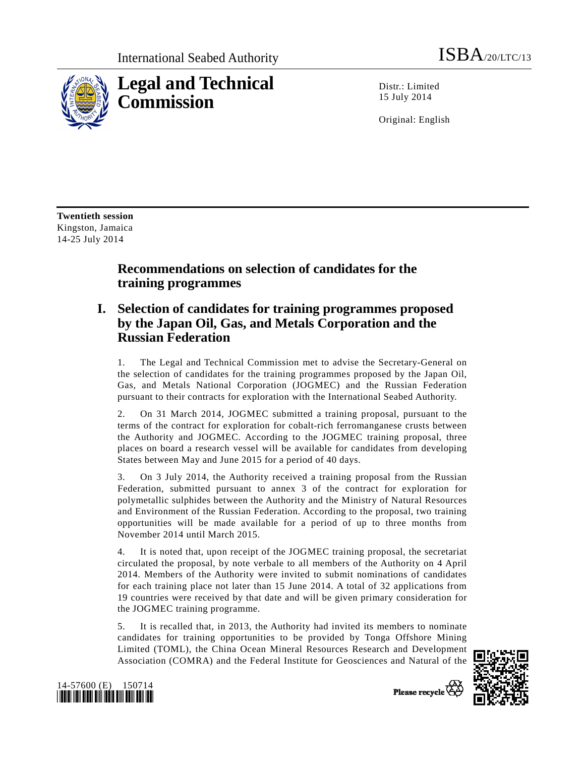International Seabed Authority ISBA/20/LTC/13

# Legal and Technical Commission

Distr.: Limited
15 July 2014

Original: English

**Twentieth session**
Kingston, Jamaica
14-25 July 2014

## Recommendations on selection of candidates for the training programmes

## I. Selection of candidates for training programmes proposed by the Japan Oil, Gas, and Metals Corporation and the Russian Federation

1. The Legal and Technical Commission met to advise the Secretary-General on the selection of candidates for the training programmes proposed by the Japan Oil, Gas, and Metals National Corporation (JOGMEC) and the Russian Federation pursuant to their contracts for exploration with the International Seabed Authority.

2. On 31 March 2014, JOGMEC submitted a training proposal, pursuant to the terms of the contract for exploration for cobalt-rich ferromanganese crusts between the Authority and JOGMEC. According to the JOGMEC training proposal, three places on board a research vessel will be available for candidates from developing States between May and June 2015 for a period of 40 days.

3. On 3 July 2014, the Authority received a training proposal from the Russian Federation, submitted pursuant to annex 3 of the contract for exploration for polymetallic sulphides between the Authority and the Ministry of Natural Resources and Environment of the Russian Federation. According to the proposal, two training opportunities will be made available for a period of up to three months from November 2014 until March 2015.

4. It is noted that, upon receipt of the JOGMEC training proposal, the secretariat circulated the proposal, by note verbale to all members of the Authority on 4 April 2014. Members of the Authority were invited to submit nominations of candidates for each training place not later than 15 June 2014. A total of 32 applications from 19 countries were received by that date and will be given primary consideration for the JOGMEC training programme.

5. It is recalled that, in 2013, the Authority had invited its members to nominate candidates for training opportunities to be provided by Tonga Offshore Mining Limited (TOML), the China Ocean Mineral Resources Research and Development Association (COMRA) and the Federal Institute for Geosciences and Natural of the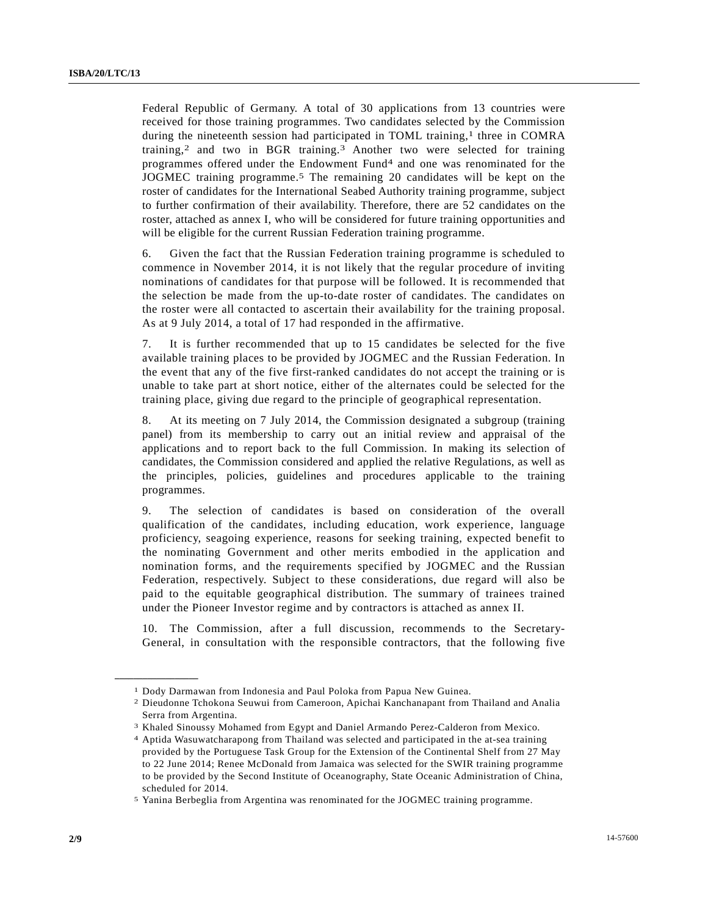Federal Republic of Germany. A total of 30 applications from 13 countries were received for those training programmes. Two candidates selected by the Commission during the nineteenth session had participated in TOML training,[1] three in COMRA training,[2] and two in BGR training.[3] Another two were selected for training programmes offered under the Endowment Fund[4] and one was renominated for the JOGMEC training programme.[5] The remaining 20 candidates will be kept on the roster of candidates for the International Seabed Authority training programme, subject to further confirmation of their availability. Therefore, there are 52 candidates on the roster, attached as annex I, who will be considered for future training opportunities and will be eligible for the current Russian Federation training programme.

6. Given the fact that the Russian Federation training programme is scheduled to commence in November 2014, it is not likely that the regular procedure of inviting nominations of candidates for that purpose will be followed. It is recommended that the selection be made from the up-to-date roster of candidates. The candidates on the roster were all contacted to ascertain their availability for the training proposal. As at 9 July 2014, a total of 17 had responded in the affirmative.

7. It is further recommended that up to 15 candidates be selected for the five available training places to be provided by JOGMEC and the Russian Federation. In the event that any of the five first-ranked candidates do not accept the training or is unable to take part at short notice, either of the alternates could be selected for the training place, giving due regard to the principle of geographical representation.

8. At its meeting on 7 July 2014, the Commission designated a subgroup (training panel) from its membership to carry out an initial review and appraisal of the applications and to report back to the full Commission. In making its selection of candidates, the Commission considered and applied the relative Regulations, as well as the principles, policies, guidelines and procedures applicable to the training programmes.

9. The selection of candidates is based on consideration of the overall qualification of the candidates, including education, work experience, language proficiency, seagoing experience, reasons for seeking training, expected benefit to the nominating Government and other merits embodied in the application and nomination forms, and the requirements specified by JOGMEC and the Russian Federation, respectively. Subject to these considerations, due regard will also be paid to the equitable geographical distribution. The summary of trainees trained under the Pioneer Investor regime and by contractors is attached as annex II.

10. The Commission, after a full discussion, recommends to the Secretary-General, in consultation with the responsible contractors, that the following five

---

[1] Dody Darmawan from Indonesia and Paul Poloka from Papua New Guinea.

[2] Dieudonne Tchokona Seuwui from Cameroon, Apichai Kanchanapant from Thailand and Analia Serra from Argentina.

[3] Khaled Sinoussy Mohamed from Egypt and Daniel Armando Perez-Calderon from Mexico.

[4] Aptida Wasuwatcharapong from Thailand was selected and participated in the at-sea training provided by the Portuguese Task Group for the Extension of the Continental Shelf from 27 May to 22 June 2014; Renee McDonald from Jamaica was selected for the SWIR training programme to be provided by the Second Institute of Oceanography, State Oceanic Administration of China, scheduled for 2014.

[5] Yanina Berbeglia from Argentina was renominated for the JOGMEC training programme.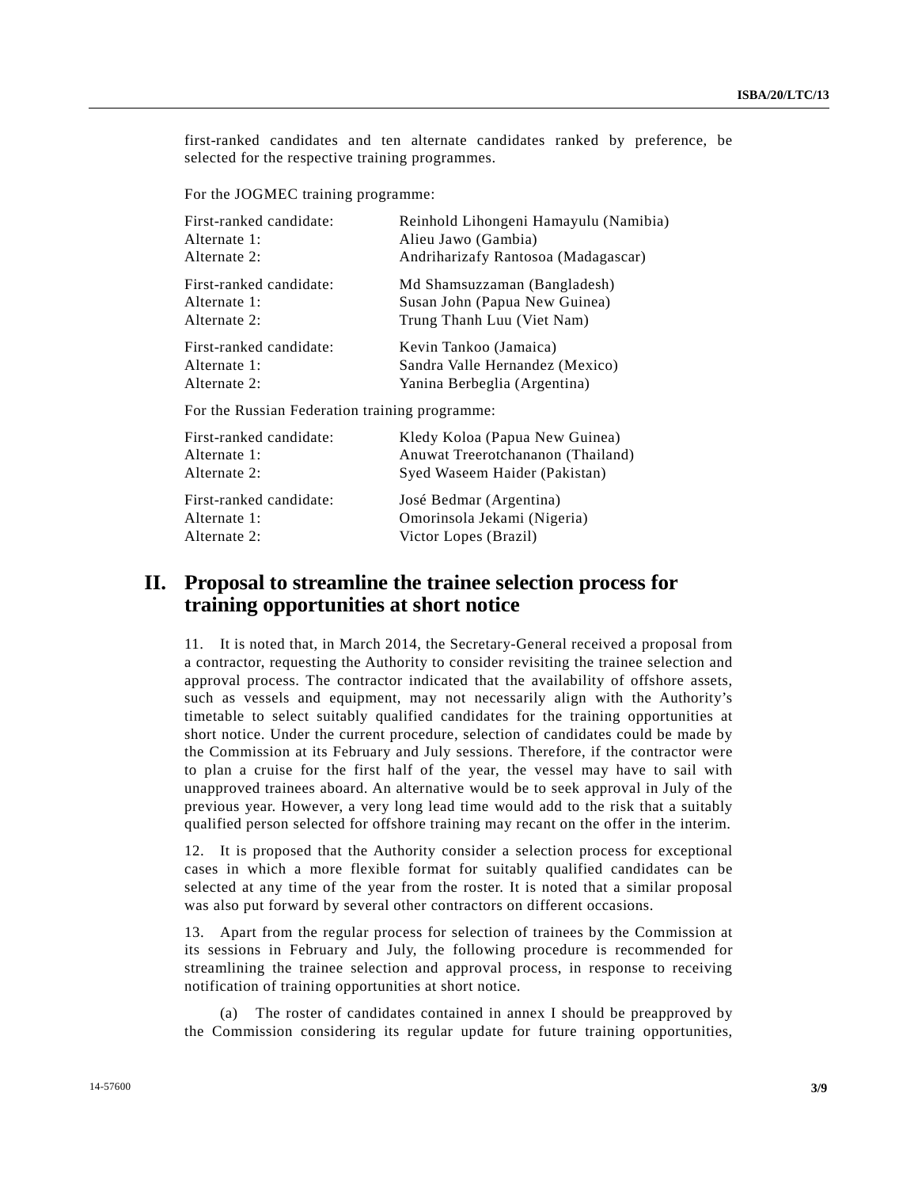first-ranked candidates and ten alternate candidates ranked by preference, be selected for the respective training programmes.

For the JOGMEC training programme:

| | |
|---|---|
| First-ranked candidate: | Reinhold Lihongeni Hamayulu (Namibia) |
| Alternate 1: | Alieu Jawo (Gambia) |
| Alternate 2: | Andriharizafy Rantosoa (Madagascar) |
| First-ranked candidate: | Md Shamsuzzaman (Bangladesh) |
| Alternate 1: | Susan John (Papua New Guinea) |
| Alternate 2: | Trung Thanh Luu (Viet Nam) |
| First-ranked candidate: | Kevin Tankoo (Jamaica) |
| Alternate 1: | Sandra Valle Hernandez (Mexico) |
| Alternate 2: | Yanina Berbeglia (Argentina) |

For the Russian Federation training programme:

| | |
|---|---|
| First-ranked candidate: | Kledy Koloa (Papua New Guinea) |
| Alternate 1: | Anuwat Treerotchananon (Thailand) |
| Alternate 2: | Syed Waseem Haider (Pakistan) |
| First-ranked candidate: | José Bedmar (Argentina) |
| Alternate 1: | Omorinsola Jekami (Nigeria) |
| Alternate 2: | Victor Lopes (Brazil) |

## II. Proposal to streamline the trainee selection process for training opportunities at short notice

11. It is noted that, in March 2014, the Secretary-General received a proposal from a contractor, requesting the Authority to consider revisiting the trainee selection and approval process. The contractor indicated that the availability of offshore assets, such as vessels and equipment, may not necessarily align with the Authority's timetable to select suitably qualified candidates for the training opportunities at short notice. Under the current procedure, selection of candidates could be made by the Commission at its February and July sessions. Therefore, if the contractor were to plan a cruise for the first half of the year, the vessel may have to sail with unapproved trainees aboard. An alternative would be to seek approval in July of the previous year. However, a very long lead time would add to the risk that a suitably qualified person selected for offshore training may recant on the offer in the interim.

12. It is proposed that the Authority consider a selection process for exceptional cases in which a more flexible format for suitably qualified candidates can be selected at any time of the year from the roster. It is noted that a similar proposal was also put forward by several other contractors on different occasions.

13. Apart from the regular process for selection of trainees by the Commission at its sessions in February and July, the following procedure is recommended for streamlining the trainee selection and approval process, in response to receiving notification of training opportunities at short notice.

(a) The roster of candidates contained in annex I should be preapproved by the Commission considering its regular update for future training opportunities,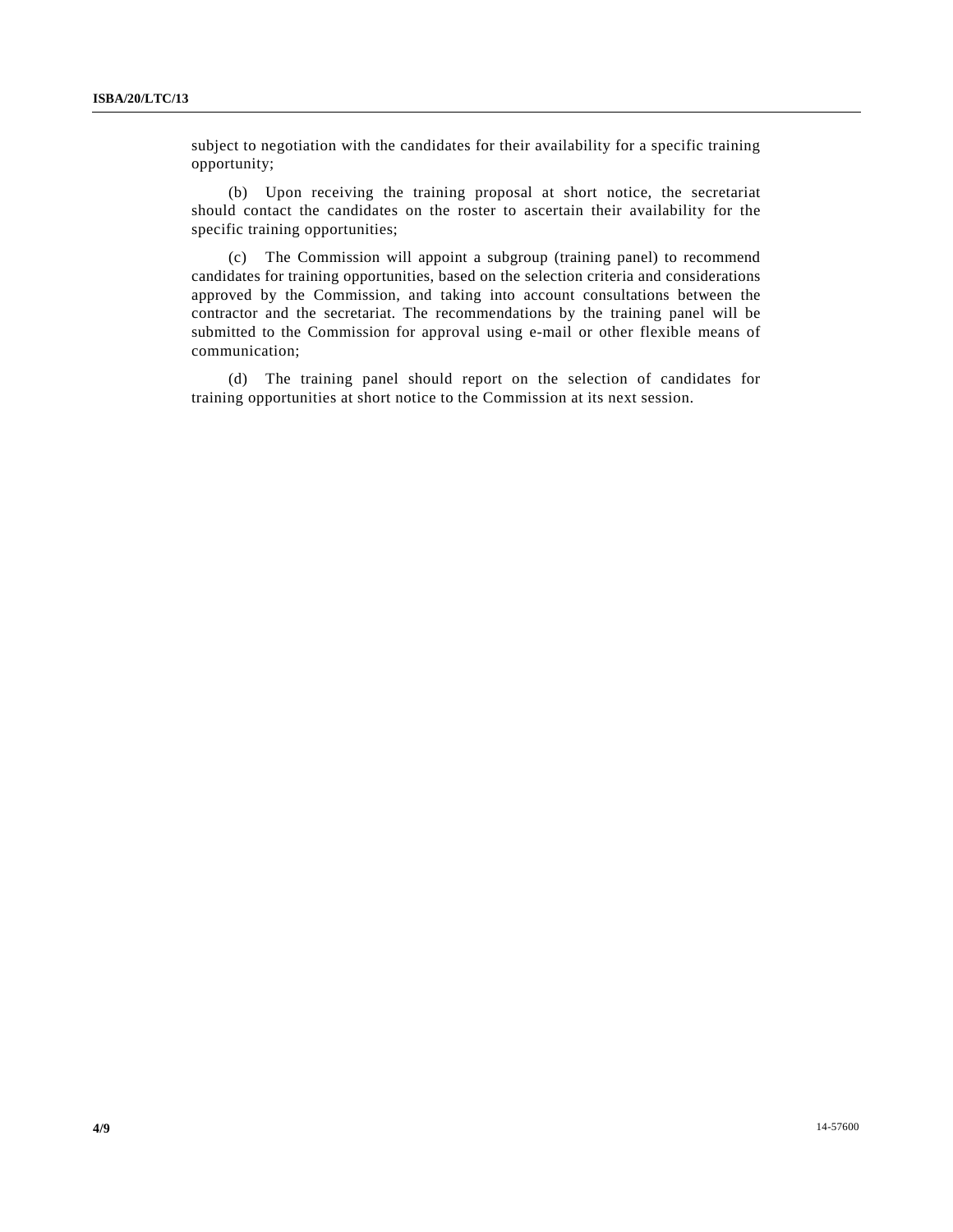subject to negotiation with the candidates for their availability for a specific training opportunity;

(b) Upon receiving the training proposal at short notice, the secretariat should contact the candidates on the roster to ascertain their availability for the specific training opportunities;

(c) The Commission will appoint a subgroup (training panel) to recommend candidates for training opportunities, based on the selection criteria and considerations approved by the Commission, and taking into account consultations between the contractor and the secretariat. The recommendations by the training panel will be submitted to the Commission for approval using e-mail or other flexible means of communication;

(d) The training panel should report on the selection of candidates for training opportunities at short notice to the Commission at its next session.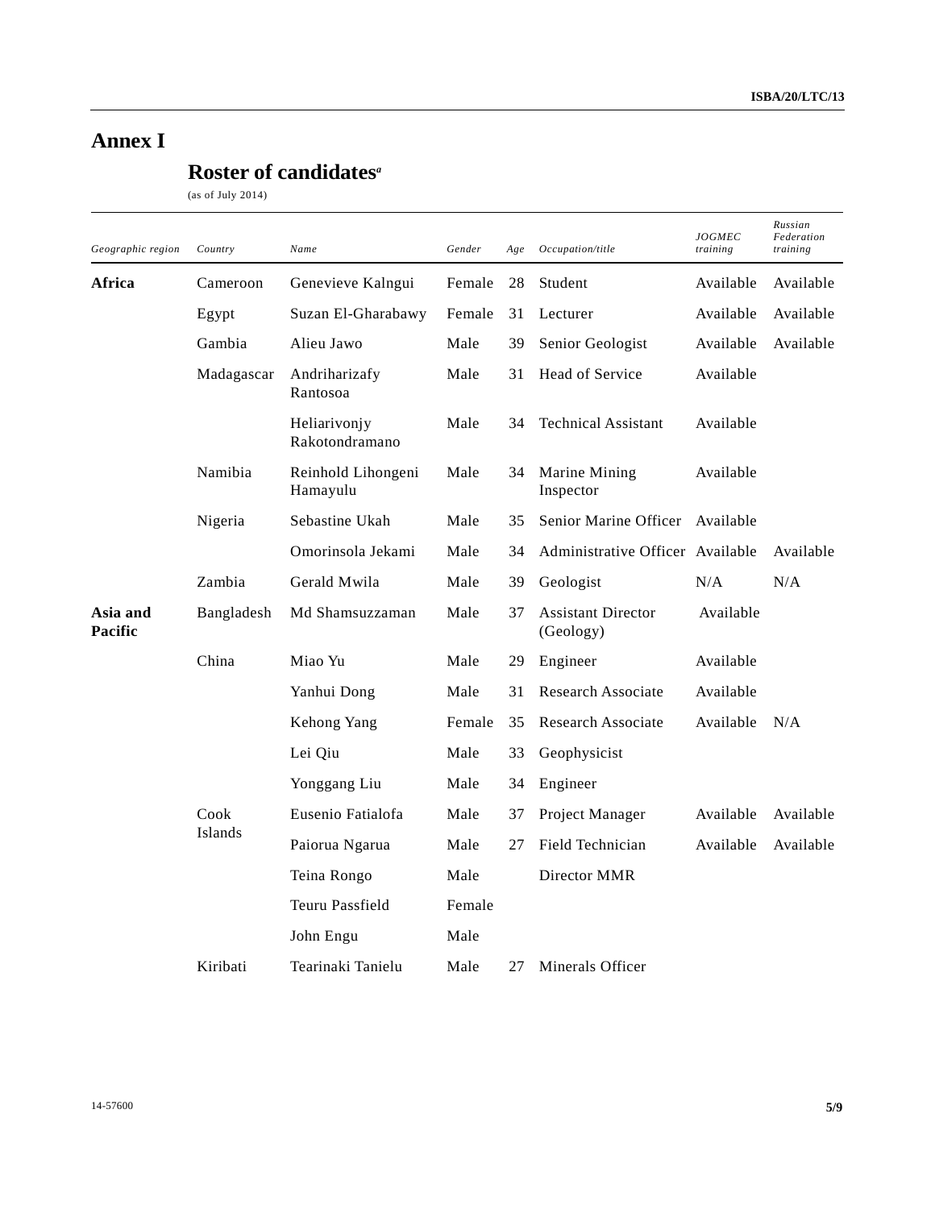# Annex I

## Roster of candidates[a]

(as of July 2014)

| *Geographic region* | *Country* | *Name* | *Gender* | *Age* | *Occupation/title* | *JOGMEC training* | *Russian Federation training* |
|---|---|---|---|---|---|---|---|
| **Africa** | Cameroon | Genevieve Kalngui | Female | 28 | Student | Available | Available |
| | Egypt | Suzan El-Gharabawy | Female | 31 | Lecturer | Available | Available |
| | Gambia | Alieu Jawo | Male | 39 | Senior Geologist | Available | Available |
| | Madagascar | Andriharizafy Rantosoa | Male | 31 | Head of Service | Available | |
| | | Heliarivonjy Rakotondramano | Male | 34 | Technical Assistant | Available | |
| | Namibia | Reinhold Lihongeni Hamayulu | Male | 34 | Marine Mining Inspector | Available | |
| | Nigeria | Sebastine Ukah | Male | 35 | Senior Marine Officer | Available | |
| | | Omorinsola Jekami | Male | 34 | Administrative Officer | Available | Available |
| | Zambia | Gerald Mwila | Male | 39 | Geologist | N/A | N/A |
| **Asia and Pacific** | Bangladesh | Md Shamsuzzaman | Male | 37 | Assistant Director (Geology) | Available | |
| | China | Miao Yu | Male | 29 | Engineer | Available | |
| | | Yanhui Dong | Male | 31 | Research Associate | Available | |
| | | Kehong Yang | Female | 35 | Research Associate | Available | N/A |
| | | Lei Qiu | Male | 33 | Geophysicist | | |
| | | Yonggang Liu | Male | 34 | Engineer | | |
| | Cook Islands | Eusenio Fatialofa | Male | 37 | Project Manager | Available | Available |
| | | Paiorua Ngarua | Male | 27 | Field Technician | Available | Available |
| | | Teina Rongo | Male | | Director MMR | | |
| | | Teuru Passfield | Female | | | | |
| | | John Engu | Male | | | | |
| | Kiribati | Tearinaki Tanielu | Male | 27 | Minerals Officer | | |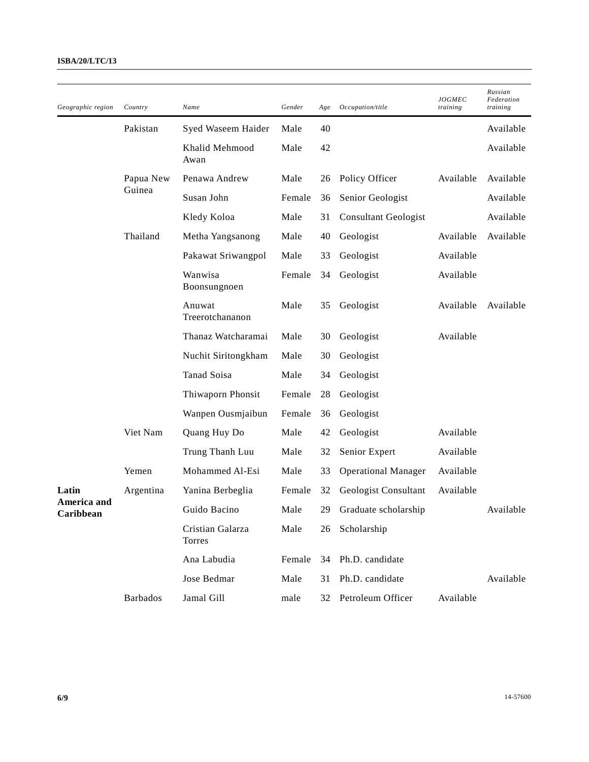| Geographic region | Country | Name | Gender | Age | Occupation/title | JOGMEC training | Russian Federation training |
|---|---|---|---|---|---|---|---|
| | Pakistan | Syed Waseem Haider | Male | 40 | | | Available |
| | | Khalid Mehmood Awan | Male | 42 | | | Available |
| | Papua New Guinea | Penawa Andrew | Male | 26 | Policy Officer | Available | Available |
| | | Susan John | Female | 36 | Senior Geologist | | Available |
| | | Kledy Koloa | Male | 31 | Consultant Geologist | | Available |
| | Thailand | Metha Yangsanong | Male | 40 | Geologist | Available | Available |
| | | Pakawat Sriwangpol | Male | 33 | Geologist | Available | |
| | | Wanwisa Boonsungnoen | Female | 34 | Geologist | Available | |
| | | Anuwat Treerotchananon | Male | 35 | Geologist | Available | Available |
| | | Thanaz Watcharamai | Male | 30 | Geologist | Available | |
| | | Nuchit Siritongkham | Male | 30 | Geologist | | |
| | | Tanad Soisa | Male | 34 | Geologist | | |
| | | Thiwaporn Phonsit | Female | 28 | Geologist | | |
| | | Wanpen Ousmjaibun | Female | 36 | Geologist | | |
| | Viet Nam | Quang Huy Do | Male | 42 | Geologist | Available | |
| | | Trung Thanh Luu | Male | 32 | Senior Expert | Available | |
| | Yemen | Mohammed Al-Esi | Male | 33 | Operational Manager | Available | |
| **Latin America and Caribbean** | Argentina | Yanina Berbeglia | Female | 32 | Geologist Consultant | Available | |
| | | Guido Bacino | Male | 29 | Graduate scholarship | | Available |
| | | Cristian Galarza Torres | Male | 26 | Scholarship | | |
| | | Ana Labudia | Female | 34 | Ph.D. candidate | | |
| | | Jose Bedmar | Male | 31 | Ph.D. candidate | | Available |
| | Barbados | Jamal Gill | male | 32 | Petroleum Officer | Available | |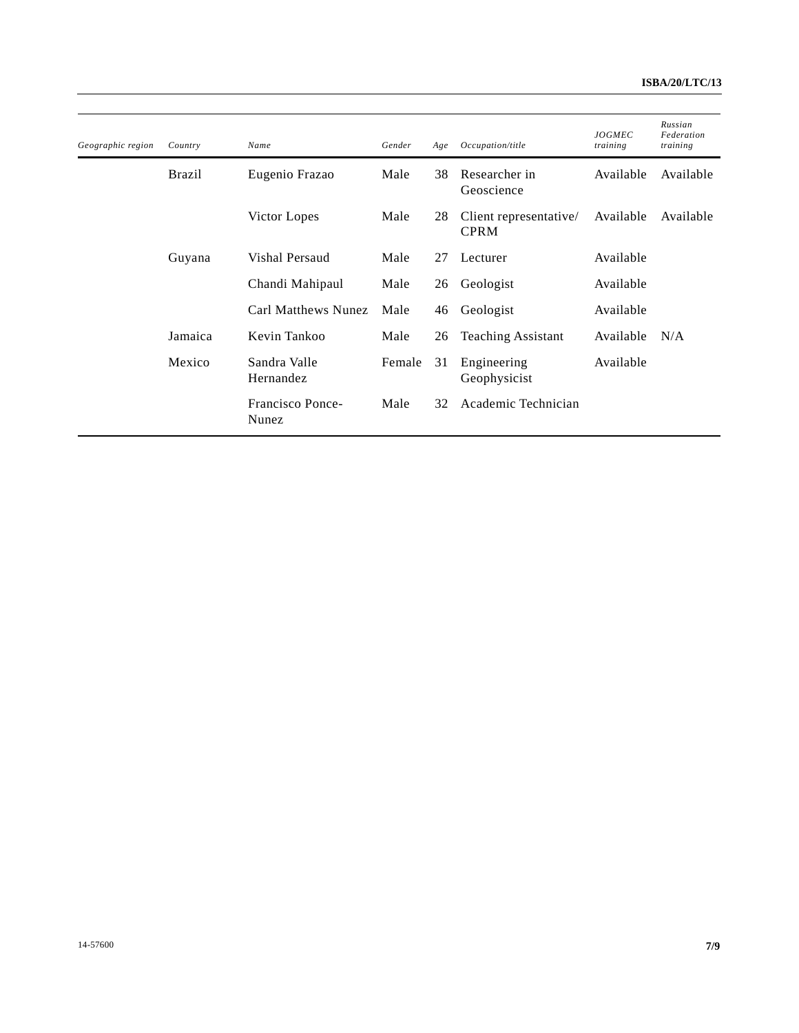| Geographic region | Country | Name | Gender | Age | Occupation/title | JOGMEC training | Russian Federation training |
|---|---|---|---|---|---|---|---|
| | Brazil | Eugenio Frazao | Male | 38 | Researcher in Geoscience | Available | Available |
| | | Victor Lopes | Male | 28 | Client representative/ CPRM | Available | Available |
| | Guyana | Vishal Persaud | Male | 27 | Lecturer | Available | |
| | | Chandi Mahipaul | Male | 26 | Geologist | Available | |
| | | Carl Matthews Nunez | Male | 46 | Geologist | Available | |
| | Jamaica | Kevin Tankoo | Male | 26 | Teaching Assistant | Available | N/A |
| | Mexico | Sandra Valle Hernandez | Female | 31 | Engineering Geophysicist | Available | |
| | | Francisco Ponce-Nunez | Male | 32 | Academic Technician | | |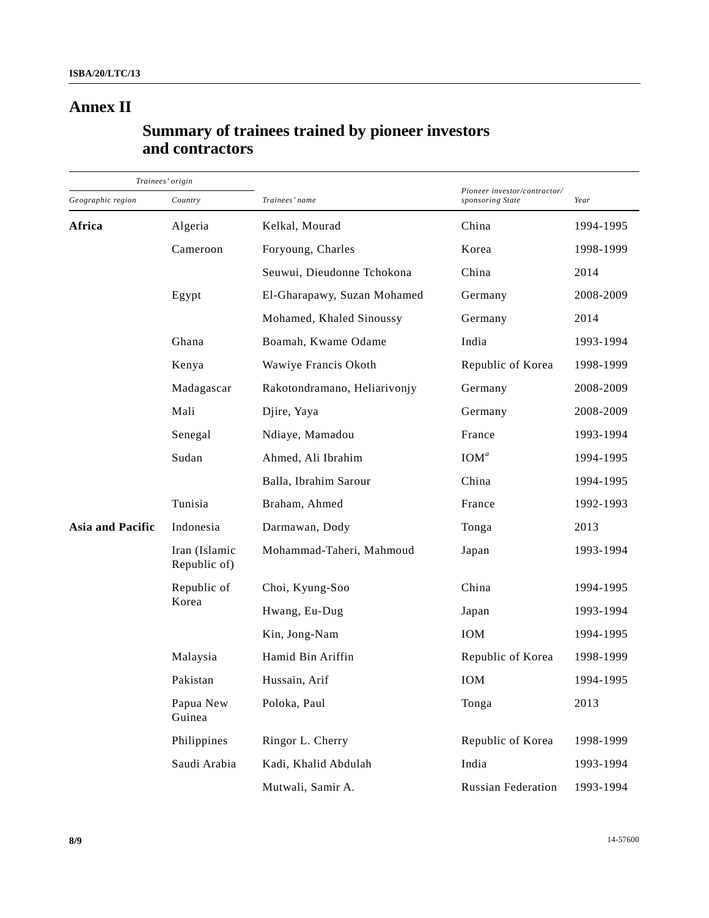# Annex II

## Summary of trainees trained by pioneer investors and contractors

| Trainees' origin | | | | |
|---|---|---|---|---|
| *Geographic region* | *Country* | *Trainees' name* | *Pioneer investor/contractor/ sponsoring State* | *Year* |
| **Africa** | Algeria | Kelkal, Mourad | China | 1994-1995 |
| | Cameroon | Foryoung, Charles | Korea | 1998-1999 |
| | | Seuwui, Dieudonne Tchokona | China | 2014 |
| | Egypt | El-Gharapawy, Suzan Mohamed | Germany | 2008-2009 |
| | | Mohamed, Khaled Sinoussy | Germany | 2014 |
| | Ghana | Boamah, Kwame Odame | India | 1993-1994 |
| | Kenya | Wawiye Francis Okoth | Republic of Korea | 1998-1999 |
| | Madagascar | Rakotondramano, Heliarivonjy | Germany | 2008-2009 |
| | Mali | Djire, Yaya | Germany | 2008-2009 |
| | Senegal | Ndiaye, Mamadou | France | 1993-1994 |
| | Sudan | Ahmed, Ali Ibrahim | IOM[a] | 1994-1995 |
| | | Balla, Ibrahim Sarour | China | 1994-1995 |
| | Tunisia | Braham, Ahmed | France | 1992-1993 |
| **Asia and Pacific** | Indonesia | Darmawan, Dody | Tonga | 2013 |
| | Iran (Islamic Republic of) | Mohammad-Taheri, Mahmoud | Japan | 1993-1994 |
| | Republic of Korea | Choi, Kyung-Soo | China | 1994-1995 |
| | | Hwang, Eu-Dug | Japan | 1993-1994 |
| | | Kin, Jong-Nam | IOM | 1994-1995 |
| | Malaysia | Hamid Bin Ariffin | Republic of Korea | 1998-1999 |
| | Pakistan | Hussain, Arif | IOM | 1994-1995 |
| | Papua New Guinea | Poloka, Paul | Tonga | 2013 |
| | Philippines | Ringor L. Cherry | Republic of Korea | 1998-1999 |
| | Saudi Arabia | Kadi, Khalid Abdulah | India | 1993-1994 |
| | | Mutwali, Samir A. | Russian Federation | 1993-1994 |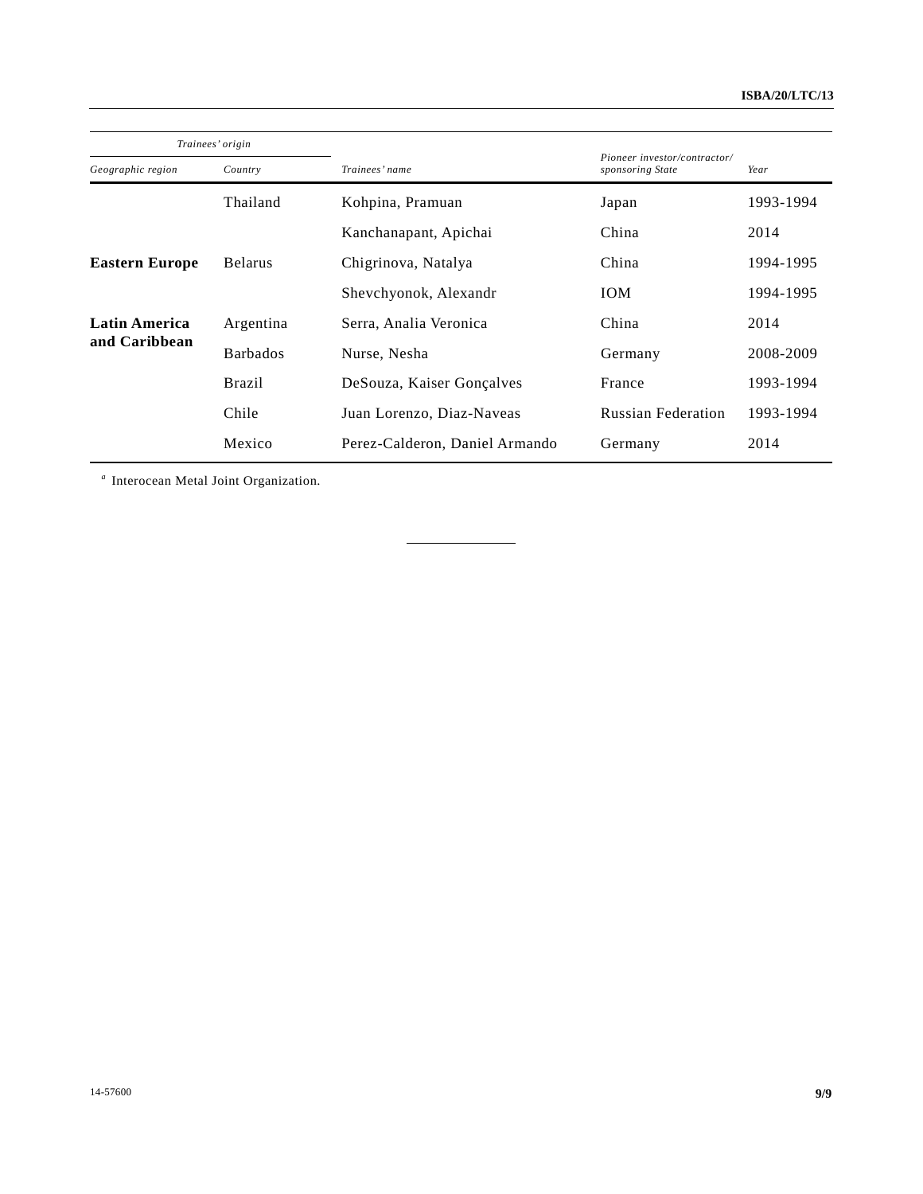| Trainees' origin | | | | |
| --- | --- | --- | --- | --- |
| *Geographic region* | *Country* | *Trainees' name* | *Pioneer investor/contractor/ sponsoring State* | *Year* |
| | Thailand | Kohpina, Pramuan | Japan | 1993-1994 |
| | | Kanchanapant, Apichai | China | 2014 |
| **Eastern Europe** | Belarus | Chigrinova, Natalya | China | 1994-1995 |
| | | Shevchyonok, Alexandr | IOM | 1994-1995 |
| **Latin America and Caribbean** | Argentina | Serra, Analia Veronica | China | 2014 |
| | Barbados | Nurse, Nesha | Germany | 2008-2009 |
| | Brazil | DeSouza, Kaiser Gonçalves | France | 1993-1994 |
| | Chile | Juan Lorenzo, Diaz-Naveas | Russian Federation | 1993-1994 |
| | Mexico | Perez-Calderon, Daniel Armando | Germany | 2014 |

[a] Interocean Metal Joint Organization.